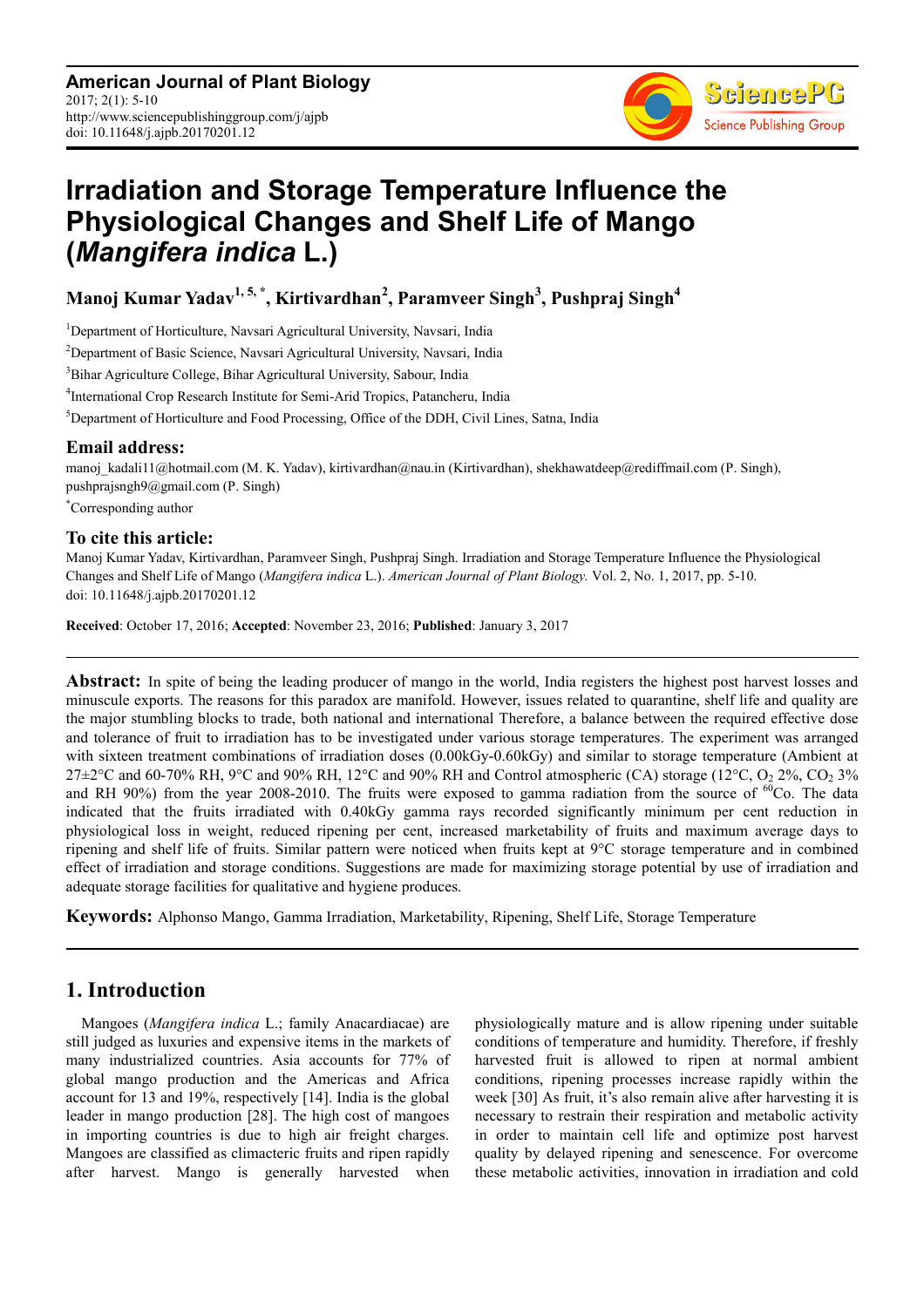# Irradiation and Storage Temperature Influence the Physiological Changes and Shelf Life of Mango (*Mangifera indica* L.)

**Manoj Kumar Yadav[1, 5, *], Kirtivardhan[2], Paramveer Singh[3], Pushpraj Singh[4]**

[1]Department of Horticulture, Navsari Agricultural University, Navsari, India

[2]Department of Basic Science, Navsari Agricultural University, Navsari, India

[3]Bihar Agriculture College, Bihar Agricultural University, Sabour, India

[4]International Crop Research Institute for Semi-Arid Tropics, Patancheru, India

[5]Department of Horticulture and Food Processing, Office of the DDH, Civil Lines, Satna, India

## Email address:

manoj_kadali11@hotmail.com (M. K. Yadav), kirtivardhan@nau.in (Kirtivardhan), shekhawatdeep@rediffmail.com (P. Singh), pushprajsngh9@gmail.com (P. Singh)

[*]Corresponding author

## To cite this article:

Manoj Kumar Yadav, Kirtivardhan, Paramveer Singh, Pushpraj Singh. Irradiation and Storage Temperature Influence the Physiological Changes and Shelf Life of Mango (*Mangifera indica* L.). *American Journal of Plant Biology.* Vol. 2, No. 1, 2017, pp. 5-10. doi: 10.11648/j.ajpb.20170201.12

**Received**: October 17, 2016; **Accepted**: November 23, 2016; **Published**: January 3, 2017

---

**Abstract:** In spite of being the leading producer of mango in the world, India registers the highest post harvest losses and minuscule exports. The reasons for this paradox are manifold. However, issues related to quarantine, shelf life and quality are the major stumbling blocks to trade, both national and international Therefore, a balance between the required effective dose and tolerance of fruit to irradiation has to be investigated under various storage temperatures. The experiment was arranged with sixteen treatment combinations of irradiation doses (0.00kGy-0.60kGy) and similar to storage temperature (Ambient at 27±2°C and 60-70% RH, 9°C and 90% RH, 12°C and 90% RH and Control atmospheric (CA) storage (12°C, $O_2$ 2%, $CO_2$ 3% and RH 90%) from the year 2008-2010. The fruits were exposed to gamma radiation from the source of $^{60}$Co. The data indicated that the fruits irradiated with 0.40kGy gamma rays recorded significantly minimum per cent reduction in physiological loss in weight, reduced ripening per cent, increased marketability of fruits and maximum average days to ripening and shelf life of fruits. Similar pattern were noticed when fruits kept at 9°C storage temperature and in combined effect of irradiation and storage conditions. Suggestions are made for maximizing storage potential by use of irradiation and adequate storage facilities for qualitative and hygiene produces.

**Keywords:** Alphonso Mango, Gamma Irradiation, Marketability, Ripening, Shelf Life, Storage Temperature

---

## 1. Introduction

Mangoes (*Mangifera indica* L.; family Anacardiacae) are still judged as luxuries and expensive items in the markets of many industrialized countries. Asia accounts for 77% of global mango production and the Americas and Africa account for 13 and 19%, respectively [14]. India is the global leader in mango production [28]. The high cost of mangoes in importing countries is due to high air freight charges. Mangoes are classified as climacteric fruits and ripen rapidly after harvest. Mango is generally harvested when physiologically mature and is allow ripening under suitable conditions of temperature and humidity. Therefore, if freshly harvested fruit is allowed to ripen at normal ambient conditions, ripening processes increase rapidly within the week [30] As fruit, it's also remain alive after harvesting it is necessary to restrain their respiration and metabolic activity in order to maintain cell life and optimize post harvest quality by delayed ripening and senescence. For overcome these metabolic activities, innovation in irradiation and cold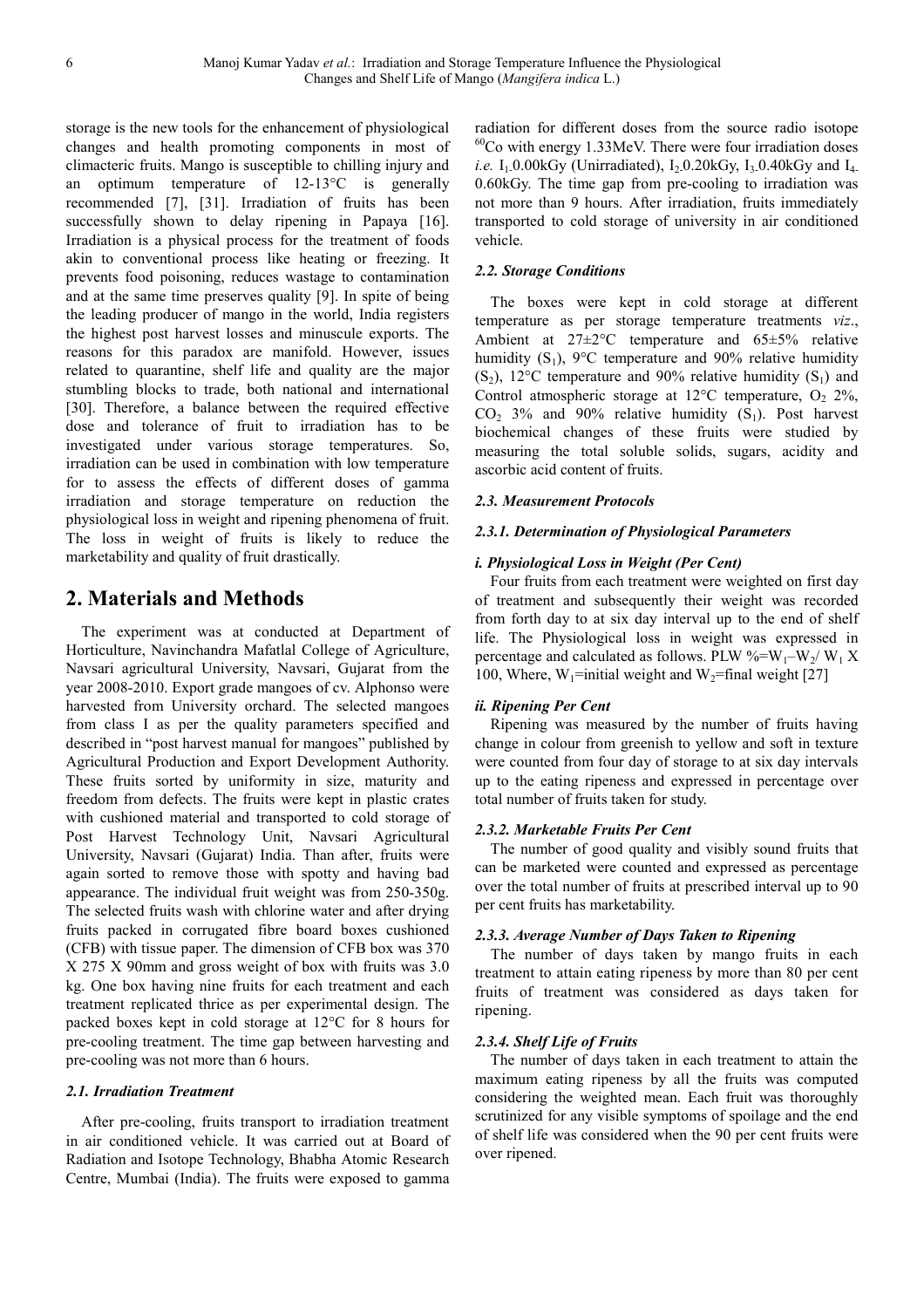storage is the new tools for the enhancement of physiological changes and health promoting components in most of climacteric fruits. Mango is susceptible to chilling injury and an optimum temperature of 12-13°C is generally recommended [7], [31]. Irradiation of fruits has been successfully shown to delay ripening in Papaya [16]. Irradiation is a physical process for the treatment of foods akin to conventional process like heating or freezing. It prevents food poisoning, reduces wastage to contamination and at the same time preserves quality [9]. In spite of being the leading producer of mango in the world, India registers the highest post harvest losses and minuscule exports. The reasons for this paradox are manifold. However, issues related to quarantine, shelf life and quality are the major stumbling blocks to trade, both national and international [30]. Therefore, a balance between the required effective dose and tolerance of fruit to irradiation has to be investigated under various storage temperatures. So, irradiation can be used in combination with low temperature for to assess the effects of different doses of gamma irradiation and storage temperature on reduction the physiological loss in weight and ripening phenomena of fruit. The loss in weight of fruits is likely to reduce the marketability and quality of fruit drastically.

## 2. Materials and Methods

The experiment was at conducted at Department of Horticulture, Navinchandra Mafatlal College of Agriculture, Navsari agricultural University, Navsari, Gujarat from the year 2008-2010. Export grade mangoes of cv. Alphonso were harvested from University orchard. The selected mangoes from class I as per the quality parameters specified and described in "post harvest manual for mangoes" published by Agricultural Production and Export Development Authority. These fruits sorted by uniformity in size, maturity and freedom from defects. The fruits were kept in plastic crates with cushioned material and transported to cold storage of Post Harvest Technology Unit, Navsari Agricultural University, Navsari (Gujarat) India. Than after, fruits were again sorted to remove those with spotty and having bad appearance. The individual fruit weight was from 250-350g. The selected fruits wash with chlorine water and after drying fruits packed in corrugated fibre board boxes cushioned (CFB) with tissue paper. The dimension of CFB box was 370 X 275 X 90mm and gross weight of box with fruits was 3.0 kg. One box having nine fruits for each treatment and each treatment replicated thrice as per experimental design. The packed boxes kept in cold storage at 12°C for 8 hours for pre-cooling treatment. The time gap between harvesting and pre-cooling was not more than 6 hours.

### 2.1. Irradiation Treatment

After pre-cooling, fruits transport to irradiation treatment in air conditioned vehicle. It was carried out at Board of Radiation and Isotope Technology, Bhabha Atomic Research Centre, Mumbai (India). The fruits were exposed to gamma radiation for different doses from the source radio isotope $^{60}$Co with energy 1.33MeV. There were four irradiation doses *i.e.* $I_1$-0.00kGy (Unirradiated), $I_2$-0.20kGy, $I_3$-0.40kGy and $I_4$-0.60kGy. The time gap from pre-cooling to irradiation was not more than 9 hours. After irradiation, fruits immediately transported to cold storage of university in air conditioned vehicle.

### 2.2. Storage Conditions

The boxes were kept in cold storage at different temperature as per storage temperature treatments *viz*., Ambient at 27±2°C temperature and 65±5% relative humidity ($S_1$), 9°C temperature and 90% relative humidity ($S_2$), 12°C temperature and 90% relative humidity ($S_1$) and Control atmospheric storage at 12°C temperature, $O_2$ 2%, $CO_2$ 3% and 90% relative humidity ($S_1$). Post harvest biochemical changes of these fruits were studied by measuring the total soluble solids, sugars, acidity and ascorbic acid content of fruits.

### 2.3. Measurement Protocols

#### 2.3.1. Determination of Physiological Parameters

**i. Physiological Loss in Weight (Per Cent)**

Four fruits from each treatment were weighted on first day of treatment and subsequently their weight was recorded from forth day to at six day interval up to the end of shelf life. The Physiological loss in weight was expressed in percentage and calculated as follows. PLW %=$W_1$–$W_2$/ $W_1$ X 100, Where, $W_1$=initial weight and $W_2$=final weight [27]

**ii. Ripening Per Cent**

Ripening was measured by the number of fruits having change in colour from greenish to yellow and soft in texture were counted from four day of storage to at six day intervals up to the eating ripeness and expressed in percentage over total number of fruits taken for study.

#### 2.3.2. Marketable Fruits Per Cent

The number of good quality and visibly sound fruits that can be marketed were counted and expressed as percentage over the total number of fruits at prescribed interval up to 90 per cent fruits has marketability.

#### 2.3.3. Average Number of Days Taken to Ripening

The number of days taken by mango fruits in each treatment to attain eating ripeness by more than 80 per cent fruits of treatment was considered as days taken for ripening.

#### 2.3.4. Shelf Life of Fruits

The number of days taken in each treatment to attain the maximum eating ripeness by all the fruits was computed considering the weighted mean. Each fruit was thoroughly scrutinized for any visible symptoms of spoilage and the end of shelf life was considered when the 90 per cent fruits were over ripened.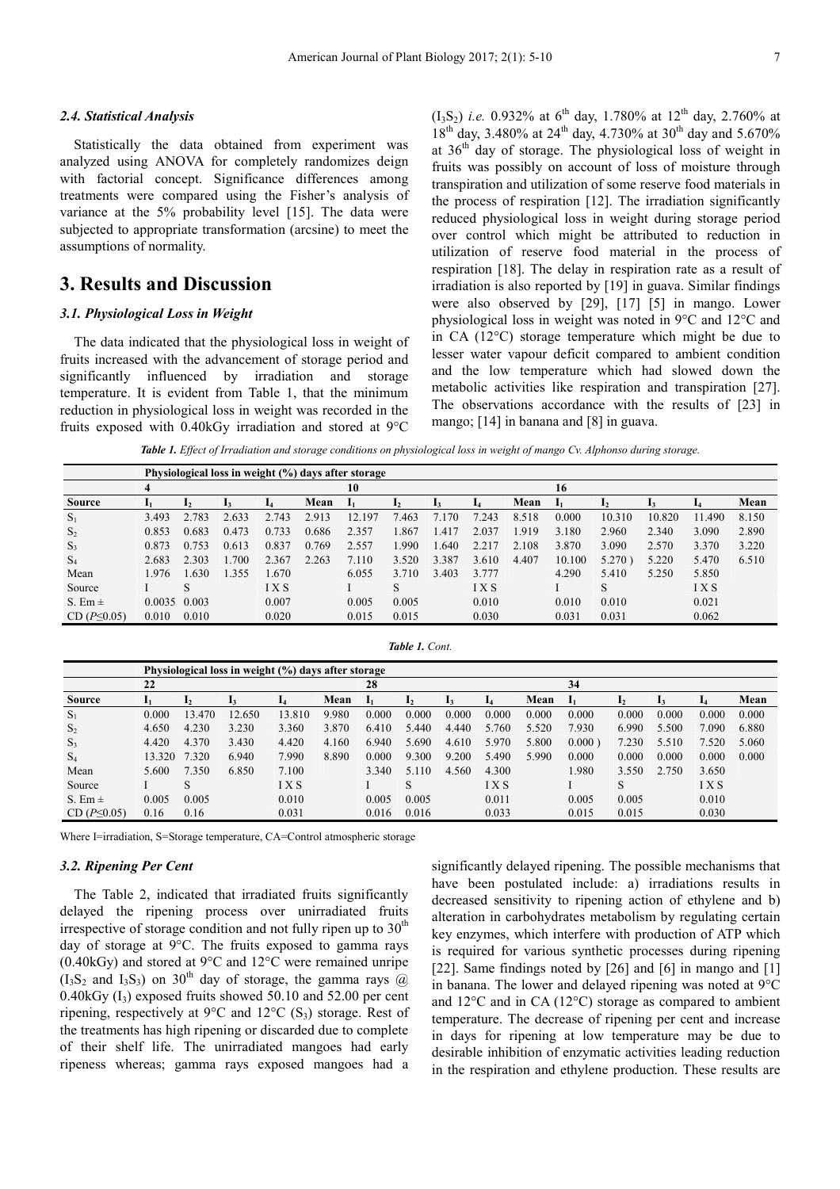### 2.4. Statistical Analysis

Statistically the data obtained from experiment was analyzed using ANOVA for completely randomizes deign with factorial concept. Significance differences among treatments were compared using the Fisher's analysis of variance at the 5% probability level [15]. The data were subjected to appropriate transformation (arcsine) to meet the assumptions of normality.

## 3. Results and Discussion

### 3.1. Physiological Loss in Weight

The data indicated that the physiological loss in weight of fruits increased with the advancement of storage period and significantly influenced by irradiation and storage temperature. It is evident from Table 1, that the minimum reduction in physiological loss in weight was recorded in the fruits exposed with 0.40kGy irradiation and stored at 9°C ($I_3S_2$) *i.e.* 0.932% at 6th day, 1.780% at 12th day, 2.760% at 18th day, 3.480% at 24th day, 4.730% at 30th day and 5.670% at 36th day of storage. The physiological loss of weight in fruits was possibly on account of loss of moisture through transpiration and utilization of some reserve food materials in the process of respiration [12]. The irradiation significantly reduced physiological loss in weight during storage period over control which might be attributed to reduction in utilization of reserve food material in the process of respiration [18]. The delay in respiration rate as a result of irradiation is also reported by [19] in guava. Similar findings were also observed by [29], [17] [5] in mango. Lower physiological loss in weight was noted in 9°C and 12°C and in CA (12°C) storage temperature which might be due to lesser water vapour deficit compared to ambient condition and the low temperature which had slowed down the metabolic activities like respiration and transpiration [27]. The observations accordance with the results of [23] in mango; [14] in banana and [8] in guava.

*Table 1. Effect of Irradiation and storage conditions on physiological loss in weight of mango Cv. Alphonso during storage.*

| | Physiological loss in weight (%) days after storage | | | | | | | | | | | | | | |
|---|---|---|---|---|---|---|---|---|---|---|---|---|---|---|---|
| | 4 | | | | | 10 | | | | | 16 | | | | |
| Source | $I_1$ | $I_2$ | $I_3$ | $I_4$ | Mean | $I_1$ | $I_2$ | $I_3$ | $I_4$ | Mean | $I_1$ | $I_2$ | $I_3$ | $I_4$ | Mean |
| $S_1$ | 3.493 | 2.783 | 2.633 | 2.743 | 2.913 | 12.197 | 7.463 | 7.170 | 7.243 | 8.518 | 0.000 | 10.310 | 10.820 | 11.490 | 8.150 |
| $S_2$ | 0.853 | 0.683 | 0.473 | 0.733 | 0.686 | 2.357 | 1.867 | 1.417 | 2.037 | 1.919 | 3.180 | 2.960 | 2.340 | 3.090 | 2.890 |
| $S_3$ | 0.873 | 0.753 | 0.613 | 0.837 | 0.769 | 2.557 | 1.990 | 1.640 | 2.217 | 2.108 | 3.870 | 3.090 | 2.570 | 3.370 | 3.220 |
| $S_4$ | 2.683 | 2.303 | 1.700 | 2.367 | 2.263 | 7.110 | 3.520 | 3.387 | 3.610 | 4.407 | 10.100 | 5.270 ) | 5.220 | 5.470 | 6.510 |
| Mean | 1.976 | 1.630 | 1.355 | 1.670 | | 6.055 | 3.710 | 3.403 | 3.777 | | 4.290 | 5.410 | 5.250 | 5.850 | |
| Source | I | S | | I X S | | I | S | | I X S | | I | S | | I X S | |
| S. Em ± | 0.0035 | 0.003 | | 0.007 | | 0.005 | 0.005 | | 0.010 | | 0.010 | 0.010 | | 0.021 | |
| CD ($P$≤0.05) | 0.010 | 0.010 | | 0.020 | | 0.015 | 0.015 | | 0.030 | | 0.031 | 0.031 | | 0.062 | |

*Table 1. Cont.*

| | Physiological loss in weight (%) days after storage | | | | | | | | | | | | | | |
|---|---|---|---|---|---|---|---|---|---|---|---|---|---|---|---|
| | 22 | | | | | 28 | | | | | 34 | | | | |
| Source | $I_1$ | $I_2$ | $I_3$ | $I_4$ | Mean | $I_1$ | $I_2$ | $I_3$ | $I_4$ | Mean | $I_1$ | $I_2$ | $I_3$ | $I_4$ | Mean |
| $S_1$ | 0.000 | 13.470 | 12.650 | 13.810 | 9.980 | 0.000 | 0.000 | 0.000 | 0.000 | 0.000 | 0.000 | 0.000 | 0.000 | 0.000 | 0.000 |
| $S_2$ | 4.650 | 4.230 | 3.230 | 3.360 | 3.870 | 6.410 | 5.440 | 4.440 | 5.760 | 5.520 | 7.930 | 6.990 | 5.500 | 7.090 | 6.880 |
| $S_3$ | 4.420 | 4.370 | 3.430 | 4.420 | 4.160 | 6.940 | 5.690 | 4.610 | 5.970 | 5.800 | 0.000 ) | 7.230 | 5.510 | 7.520 | 5.060 |
| $S_4$ | 13.320 | 7.320 | 6.940 | 7.990 | 8.890 | 0.000 | 9.300 | 9.200 | 5.490 | 5.990 | 0.000 | 0.000 | 0.000 | 0.000 | 0.000 |
| Mean | 5.600 | 7.350 | 6.850 | 7.100 | | 3.340 | 5.110 | 4.560 | 4.300 | | 1.980 | 3.550 | 2.750 | 3.650 | |
| Source | I | S | | I X S | | I | S | | I X S | | I | S | | I X S | |
| S. Em ± | 0.005 | 0.005 | | 0.010 | | 0.005 | 0.005 | | 0.011 | | 0.005 | 0.005 | | 0.010 | |
| CD ($P$≤0.05) | 0.16 | 0.16 | | 0.031 | | 0.016 | 0.016 | | 0.033 | | 0.015 | 0.015 | | 0.030 | |

Where I=irradiation, S=Storage temperature, CA=Control atmospheric storage

### 3.2. Ripening Per Cent

The Table 2, indicated that irradiated fruits significantly delayed the ripening process over unirradiated fruits irrespective of storage condition and not fully ripen up to 30th day of storage at 9°C. The fruits exposed to gamma rays (0.40kGy) and stored at 9°C and 12°C were remained unripe ($I_3S_2$ and $I_3S_3$) on 30th day of storage, the gamma rays @ 0.40kGy ($I_3$) exposed fruits showed 50.10 and 52.00 per cent ripening, respectively at 9°C and 12°C ($S_3$) storage. Rest of the treatments has high ripening or discarded due to complete of their shelf life. The unirradiated mangoes had early ripeness whereas; gamma rays exposed mangoes had a significantly delayed ripening. The possible mechanisms that have been postulated include: a) irradiations results in decreased sensitivity to ripening action of ethylene and b) alteration in carbohydrates metabolism by regulating certain key enzymes, which interfere with production of ATP which is required for various synthetic processes during ripening [22]. Same findings noted by [26] and [6] in mango and [1] in banana. The lower and delayed ripening was noted at 9°C and 12°C and in CA (12°C) storage as compared to ambient temperature. The decrease of ripening per cent and increase in days for ripening at low temperature may be due to desirable inhibition of enzymatic activities leading reduction in the respiration and ethylene production. These results are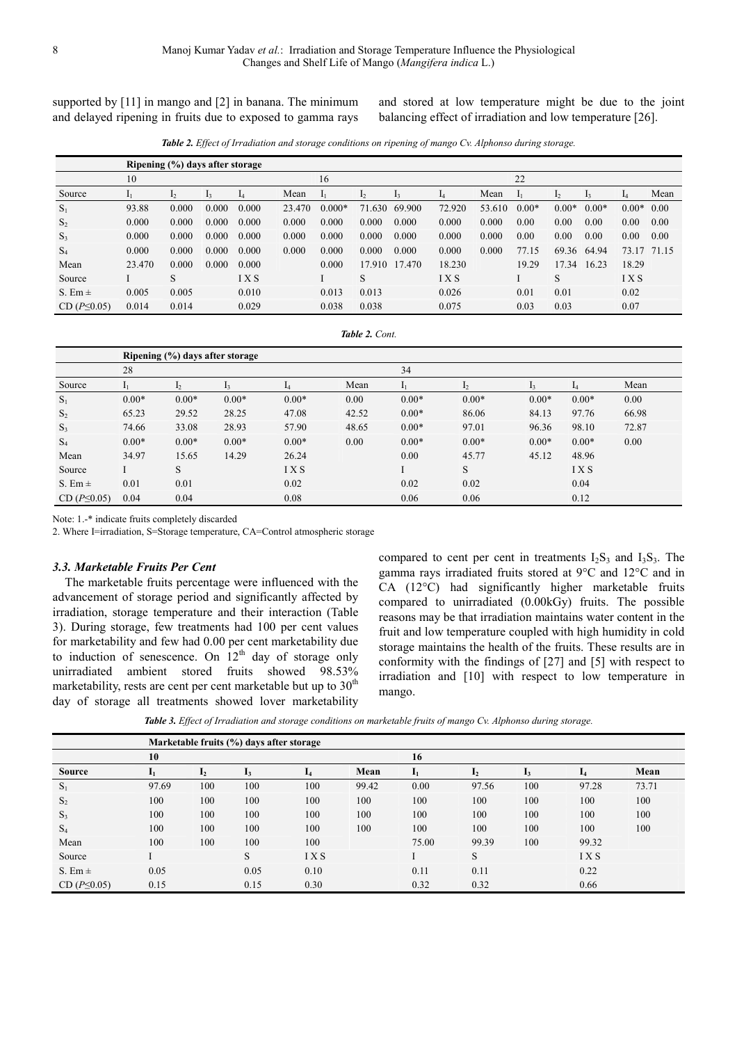supported by [11] in mango and [2] in banana. The minimum and delayed ripening in fruits due to exposed to gamma rays and stored at low temperature might be due to the joint balancing effect of irradiation and low temperature [26].

*Table 2. Effect of Irradiation and storage conditions on ripening of mango Cv. Alphonso during storage.*

| | Ripening (%) days after storage | | | | | | | | | | | | | | |
|---|---|---|---|---|---|---|---|---|---|---|---|---|---|---|---|
| | 10 | | | | | 16 | | | | | 22 | | | | |
| Source | $I_1$ | $I_2$ | $I_3$ | $I_4$ | Mean | $I_1$ | $I_2$ | $I_3$ | $I_4$ | Mean | $I_1$ | $I_2$ | $I_3$ | $I_4$ | Mean |
| $S_1$ | 93.88 | 0.000 | 0.000 | 0.000 | 23.470 | 0.000* | 71.630 | 69.900 | 72.920 | 53.610 | 0.00* | 0.00* | 0.00* | 0.00* | 0.00 |
| $S_2$ | 0.000 | 0.000 | 0.000 | 0.000 | 0.000 | 0.000 | 0.000 | 0.000 | 0.000 | 0.000 | 0.00 | 0.00 | 0.00 | 0.00 | 0.00 |
| $S_3$ | 0.000 | 0.000 | 0.000 | 0.000 | 0.000 | 0.000 | 0.000 | 0.000 | 0.000 | 0.000 | 0.00 | 0.00 | 0.00 | 0.00 | 0.00 |
| $S_4$ | 0.000 | 0.000 | 0.000 | 0.000 | 0.000 | 0.000 | 0.000 | 0.000 | 0.000 | 0.000 | 77.15 | 69.36 | 64.94 | 73.17 | 71.15 |
| Mean | 23.470 | 0.000 | 0.000 | 0.000 | | 0.000 | 17.910 | 17.470 | 18.230 | | 19.29 | 17.34 | 16.23 | 18.29 | |
| Source | I | S | | I X S | | I | S | | I X S | | I | S | | I X S | |
| S. Em ± | 0.005 | 0.005 | | 0.010 | | 0.013 | 0.013 | | 0.026 | | 0.01 | 0.01 | | 0.02 | |
| CD ($P$≤0.05) | 0.014 | 0.014 | | 0.029 | | 0.038 | 0.038 | | 0.075 | | 0.03 | 0.03 | | 0.07 | |

*Table 2. Cont.*

| | Ripening (%) days after storage | | | | | | | | | |
|---|---|---|---|---|---|---|---|---|---|---|
| | 28 | | | | | 34 | | | | |
| Source | $I_1$ | $I_2$ | $I_3$ | $I_4$ | Mean | $I_1$ | $I_2$ | $I_3$ | $I_4$ | Mean |
| $S_1$ | 0.00* | 0.00* | 0.00* | 0.00* | 0.00 | 0.00* | 0.00* | 0.00* | 0.00* | 0.00 |
| $S_2$ | 65.23 | 29.52 | 28.25 | 47.08 | 42.52 | 0.00* | 86.06 | 84.13 | 97.76 | 66.98 |
| $S_3$ | 74.66 | 33.08 | 28.93 | 57.90 | 48.65 | 0.00* | 97.01 | 96.36 | 98.10 | 72.87 |
| $S_4$ | 0.00* | 0.00* | 0.00* | 0.00* | 0.00 | 0.00* | 0.00* | 0.00* | 0.00* | 0.00 |
| Mean | 34.97 | 15.65 | 14.29 | 26.24 | | 0.00 | 45.77 | 45.12 | 48.96 | |
| Source | I | S | | I X S | | I | S | | I X S | |
| S. Em ± | 0.01 | 0.01 | | 0.02 | | 0.02 | 0.02 | | 0.04 | |
| CD ($P$≤0.05) | 0.04 | 0.04 | | 0.08 | | 0.06 | 0.06 | | 0.12 | |

Note: 1.-* indicate fruits completely discarded

2. Where I=irradiation, S=Storage temperature, CA=Control atmospheric storage

### *3.3. Marketable Fruits Per Cent*

The marketable fruits percentage were influenced with the advancement of storage period and significantly affected by irradiation, storage temperature and their interaction (Table 3). During storage, few treatments had 100 per cent values for marketability and few had 0.00 per cent marketability due to induction of senescence. On 12th day of storage only unirradiated ambient stored fruits showed 98.53% marketability, rests are cent per cent marketable but up to 30th day of storage all treatments showed lover marketability compared to cent per cent in treatments $I_2S_3$ and $I_3S_3$. The gamma rays irradiated fruits stored at 9°C and 12°C and in CA (12°C) had significantly higher marketable fruits compared to unirradiated (0.00kGy) fruits. The possible reasons may be that irradiation maintains water content in the fruit and low temperature coupled with high humidity in cold storage maintains the health of the fruits. These results are in conformity with the findings of [27] and [5] with respect to irradiation and [10] with respect to low temperature in mango.

*Table 3. Effect of Irradiation and storage conditions on marketable fruits of mango Cv. Alphonso during storage.*

| | **Marketable fruits (%) days after storage** | | | | | | | | | |
|---|---|---|---|---|---|---|---|---|---|---|
| | **10** | | | | | **16** | | | | |
| **Source** | $I_1$ | $I_2$ | $I_3$ | $I_4$ | **Mean** | $I_1$ | $I_2$ | $I_3$ | $I_4$ | **Mean** |
| $S_1$ | 97.69 | 100 | 100 | 100 | 99.42 | 0.00 | 97.56 | 100 | 97.28 | 73.71 |
| $S_2$ | 100 | 100 | 100 | 100 | 100 | 100 | 100 | 100 | 100 | 100 |
| $S_3$ | 100 | 100 | 100 | 100 | 100 | 100 | 100 | 100 | 100 | 100 |
| $S_4$ | 100 | 100 | 100 | 100 | 100 | 100 | 100 | 100 | 100 | 100 |
| Mean | 100 | 100 | 100 | 100 | | 75.00 | 99.39 | 100 | 99.32 | |
| Source | I | | S | I X S | | I | S | | I X S | |
| S. Em ± | 0.05 | | 0.05 | 0.10 | | 0.11 | 0.11 | | 0.22 | |
| CD ($P$≤0.05) | 0.15 | | 0.15 | 0.30 | | 0.32 | 0.32 | | 0.66 | |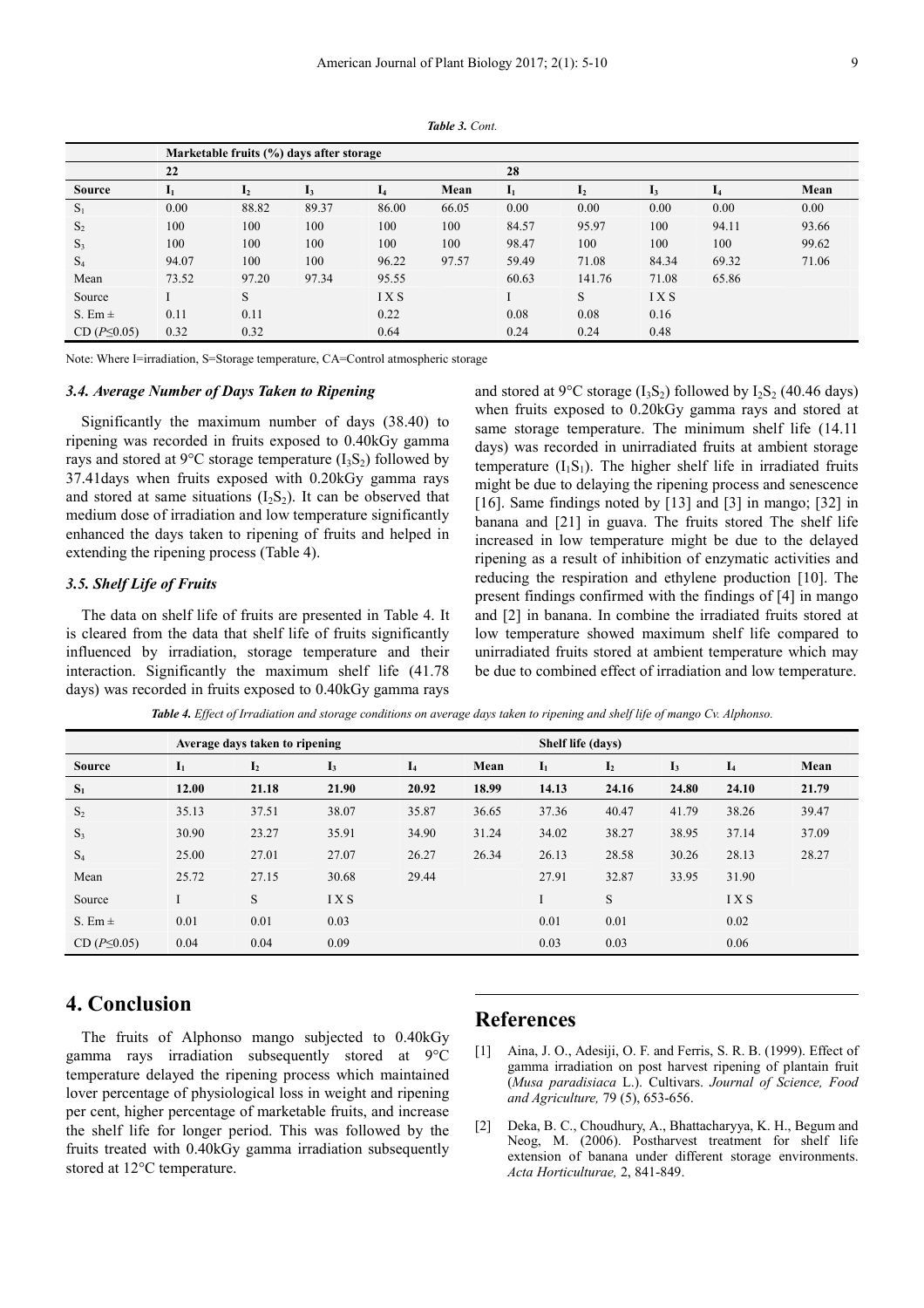*Table 3. Cont.*

| | Marketable fruits (%) days after storage | | | | | | | | | |
|---|---|---|---|---|---|---|---|---|---|---|
| | 22 | | | | | 28 | | | | |
| **Source** | **$I_1$** | **$I_2$** | **$I_3$** | **$I_4$** | **Mean** | **$I_1$** | **$I_2$** | **$I_3$** | **$I_4$** | **Mean** |
| $S_1$ | 0.00 | 88.82 | 89.37 | 86.00 | 66.05 | 0.00 | 0.00 | 0.00 | 0.00 | 0.00 |
| $S_2$ | 100 | 100 | 100 | 100 | 100 | 84.57 | 95.97 | 100 | 94.11 | 93.66 |
| $S_3$ | 100 | 100 | 100 | 100 | 100 | 98.47 | 100 | 100 | 100 | 99.62 |
| $S_4$ | 94.07 | 100 | 100 | 96.22 | 97.57 | 59.49 | 71.08 | 84.34 | 69.32 | 71.06 |
| Mean | 73.52 | 97.20 | 97.34 | 95.55 | | 60.63 | 141.76 | 71.08 | 65.86 | |
| Source | I | S | | I X S | | I | S | I X S | | |
| S. Em ± | 0.11 | 0.11 | | 0.22 | | 0.08 | 0.08 | 0.16 | | |
| CD ($P \leq 0.05$) | 0.32 | 0.32 | | 0.64 | | 0.24 | 0.24 | 0.48 | | |

Note: Where I=irradiation, S=Storage temperature, CA=Control atmospheric storage

### *3.4. Average Number of Days Taken to Ripening*

Significantly the maximum number of days (38.40) to ripening was recorded in fruits exposed to 0.40kGy gamma rays and stored at 9°C storage temperature ($I_3S_2$) followed by 37.41days when fruits exposed with 0.20kGy gamma rays and stored at same situations ($I_2S_2$). It can be observed that medium dose of irradiation and low temperature significantly enhanced the days taken to ripening of fruits and helped in extending the ripening process (Table 4).

### *3.5. Shelf Life of Fruits*

The data on shelf life of fruits are presented in Table 4. It is cleared from the data that shelf life of fruits significantly influenced by irradiation, storage temperature and their interaction. Significantly the maximum shelf life (41.78 days) was recorded in fruits exposed to 0.40kGy gamma rays and stored at 9°C storage ($I_3S_2$) followed by $I_2S_2$ (40.46 days) when fruits exposed to 0.20kGy gamma rays and stored at same storage temperature. The minimum shelf life (14.11 days) was recorded in unirradiated fruits at ambient storage temperature ($I_1S_1$). The higher shelf life in irradiated fruits might be due to delaying the ripening process and senescence [16]. Same findings noted by [13] and [3] in mango; [32] in banana and [21] in guava. The fruits stored The shelf life increased in low temperature might be due to the delayed ripening as a result of inhibition of enzymatic activities and reducing the respiration and ethylene production [10]. The present findings confirmed with the findings of [4] in mango and [2] in banana. In combine the irradiated fruits stored at low temperature showed maximum shelf life compared to unirradiated fruits stored at ambient temperature which may be due to combined effect of irradiation and low temperature.

*Table 4. Effect of Irradiation and storage conditions on average days taken to ripening and shelf life of mango Cv. Alphonso.*

| | Average days taken to ripening | | | | | Shelf life (days) | | | | |
|---|---|---|---|---|---|---|---|---|---|---|
| **Source** | **$I_1$** | **$I_2$** | **$I_3$** | **$I_4$** | **Mean** | **$I_1$** | **$I_2$** | **$I_3$** | **$I_4$** | **Mean** |
| **$S_1$** | **12.00** | **21.18** | **21.90** | **20.92** | **18.99** | **14.13** | **24.16** | **24.80** | **24.10** | **21.79** |
| $S_2$ | 35.13 | 37.51 | 38.07 | 35.87 | 36.65 | 37.36 | 40.47 | 41.79 | 38.26 | 39.47 |
| $S_3$ | 30.90 | 23.27 | 35.91 | 34.90 | 31.24 | 34.02 | 38.27 | 38.95 | 37.14 | 37.09 |
| $S_4$ | 25.00 | 27.01 | 27.07 | 26.27 | 26.34 | 26.13 | 28.58 | 30.26 | 28.13 | 28.27 |
| Mean | 25.72 | 27.15 | 30.68 | 29.44 | | 27.91 | 32.87 | 33.95 | 31.90 | |
| Source | I | S | I X S | | | I | S | | I X S | |
| S. Em ± | 0.01 | 0.01 | 0.03 | | | 0.01 | 0.01 | | 0.02 | |
| CD ($P \leq 0.05$) | 0.04 | 0.04 | 0.09 | | | 0.03 | 0.03 | | 0.06 | |

## 4. Conclusion

The fruits of Alphonso mango subjected to 0.40kGy gamma rays irradiation subsequently stored at 9°C temperature delayed the ripening process which maintained lover percentage of physiological loss in weight and ripening per cent, higher percentage of marketable fruits, and increase the shelf life for longer period. This was followed by the fruits treated with 0.40kGy gamma irradiation subsequently stored at 12°C temperature.

## References

[1] Aina, J. O., Adesiji, O. F. and Ferris, S. R. B. (1999). Effect of gamma irradiation on post harvest ripening of plantain fruit (*Musa paradisiaca* L.). Cultivars. *Journal of Science, Food and Agriculture,* 79 (5), 653-656.

[2] Deka, B. C., Choudhury, A., Bhattacharyya, K. H., Begum and Neog, M. (2006). Postharvest treatment for shelf life extension of banana under different storage environments. *Acta Horticulturae,* 2, 841-849.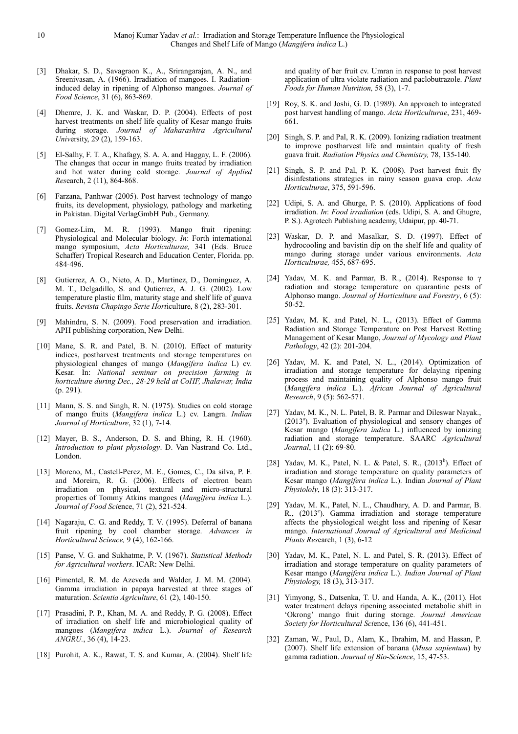[3] Dhakar, S. D., Savagraon K., A., Srirangarajan, A. N., and Sreenivasan, A. (1966). Irradiation of mangoes. I. Radiation-induced delay in ripening of Alphonso mangoes. *Journal of Food Science*, 31 (6), 863-869.

[4] Dhemre, J. K. and Waskar, D. P. (2004). Effects of post harvest treatments on shelf life quality of Kesar mango fruits during storage. *Journal of Maharashtra Agricultural Univ*ersity, 29 (2), 159-163.

[5] El-Salhy, F. T. A., Khafagy, S. A. A. and Haggay, L. F. (2006). The changes that occur in mango fruits treated by irradiation and hot water during cold storage. *Journal of Applied Res*earch, 2 (11), 864-868.

[6] Farzana, Panhwar (2005). Post harvest technology of mango fruits, its development, physiology, pathology and marketing in Pakistan. Digital VerlagGmbH Pub., Germany.

[7] Gomez-Lim, M. R. (1993). Mango fruit ripening: Physiological and Molecular biology. *In*: Forth international mango symposium, *Acta Horticulturae,* 341 (Eds. Bruce Schaffer) Tropical Research and Education Center, Florida. pp. 484-496.

[8] Gutierrez, A. O., Nieto, A. D., Martinez, D., Dominguez, A. M. T., Delgadillo, S. and Qutierrez, A. J. G. (2002). Low temperature plastic film, maturity stage and shelf life of guava fruits. *Revista Chapingo Serie Hort*iculture, 8 (2), 283-301.

[9] Mahindru, S. N. (2009). Food preservation and irradiation. APH publishing corporation, New Delhi.

[10] Mane, S. R. and Patel, B. N. (2010). Effect of maturity indices, postharvest treatments and storage temperatures on physiological changes of mango (*Mangifera indica* L) cv. Kesar. In: *National seminar on precision farming in horticulture during Dec., 28-29 held at CoHF, Jhalawar, India* (p. 291).

[11] Mann, S. S. and Singh, R. N. (1975). Studies on cold storage of mango fruits (*Mangifera indica* L.) cv. Langra. *Indian Journal of Horticulture*, 32 (1), 7-14.

[12] Mayer, B. S., Anderson, D. S. and Bhing, R. H. (1960). *Introduction to plant physiology*. D. Van Nastrand Co. Ltd., London.

[13] Moreno, M., Castell-Perez, M. E., Gomes, C., Da silva, P. F. and Moreira, R. G. (2006). Effects of electron beam irradiation on physical, textural and micro-structural properties of Tommy Atkins mangoes (*Mangifera indica* L.). *Journal of Food Sci*ence, 71 (2), 521-524.

[14] Nagaraju, C. G. and Reddy, T. V. (1995). Deferral of banana fruit ripening by cool chamber storage. *Advances in Horticultural Science,* 9 (4), 162-166.

[15] Panse, V. G. and Sukhatme, P. V. (1967). *Statistical Methods for Agricultural workers*. ICAR: New Delhi.

[16] Pimentel, R. M. de Azeveda and Walder, J. M. M. (2004). Gamma irradiation in papaya harvested at three stages of maturation. *Scientia Agriculture*, 61 (2), 140-150.

[17] Prasadini, P. P., Khan, M. A. and Reddy, P. G. (2008). Effect of irradiation on shelf life and microbiological quality of mangoes (*Mangifera indica* L.). *Journal of Research ANGRU.*, 36 (4), 14-23.

[18] Purohit, A. K., Rawat, T. S. and Kumar, A. (2004). Shelf life and quality of ber fruit cv. Umran in response to post harvest application of ultra violate radiation and paclobutrazole. *Plant Foods for Human Nutrition,* 58 (3), 1-7.

[19] Roy, S. K. and Joshi, G. D. (1989). An approach to integrated post harvest handling of mango. *Acta Horticulturae*, 231, 469-661.

[20] Singh, S. P. and Pal, R. K. (2009). Ionizing radiation treatment to improve postharvest life and maintain quality of fresh guava fruit. *Radiation Physics and Chemistry,* 78, 135-140.

[21] Singh, S. P. and Pal, P. K. (2008). Post harvest fruit fly disinfestations strategies in rainy season guava crop. *Acta Horticulturae*, 375, 591-596.

[22] Udipi, S. A. and Ghurge, P. S. (2010). Applications of food irradiation. *In*: *Food irradiation* (eds. Udipi, S. A. and Ghugre, P. S.). Agrotech Publishing academy, Udaipur, pp. 40-71.

[23] Waskar, D. P. and Masalkar, S. D. (1997). Effect of hydrocooling and bavistin dip on the shelf life and quality of mango during storage under various environments. *Acta Horticulturae,* 455, 687-695.

[24] Yadav, M. K. and Parmar, B. R., (2014). Response to γ radiation and storage temperature on quarantine pests of Alphonso mango. *Journal of Horticulture and Forestry*, 6 (5): 50-52.

[25] Yadav, M. K. and Patel, N. L., (2013). Effect of Gamma Radiation and Storage Temperature on Post Harvest Rotting Management of Kesar Mango, *Journal of Mycology and Plant Pathology*, 42 (2): 201-204.

[26] Yadav, M. K. and Patel, N. L., (2014). Optimization of irradiation and storage temperature for delaying ripening process and maintaining quality of Alphonso mango fruit (*Mangifera indica* L.). *African Journal of Agricultural Research*, 9 (5): 562-571.

[27] Yadav, M. K., N. L. Patel, B. R. Parmar and Dileswar Nayak., (2013[a]). Evaluation of physiological and sensory changes of Kesar mango (*Mangifera indica* L.) influenced by ionizing radiation and storage temperature. SAARC *Agricultural Journal*, 11 (2): 69-80.

[28] Yadav, M. K., Patel, N. L. & Patel, S. R., (2013[b]). Effect of irradiation and storage temperature on quality parameters of Kesar mango (*Mangifera indica* L.). Indian *Journal of Plant Physiololy*, 18 (3): 313-317.

[29] Yadav, M. K., Patel, N. L., Chaudhary, A. D. and Parmar, B. R., (2013[c]). Gamma irradiation and storage temperature affects the physiological weight loss and ripening of Kesar mango. *International Journal of Agricultural and Medicinal Plants Res*earch, 1 (3), 6-12

[30] Yadav, M. K., Patel, N. L. and Patel, S. R. (2013). Effect of irradiation and storage temperature on quality parameters of Kesar mango (*Mangifera indica* L.). *Indian Journal of Plant Physiology,* 18 (3), 313-317.

[31] Yimyong, S., Datsenka, T. U. and Handa, A. K., (2011). Hot water treatment delays ripening associated metabolic shift in 'Okrong' mango fruit during storage. *Journal American Society for Horticultural Sci*ence, 136 (6), 441-451.

[32] Zaman, W., Paul, D., Alam, K., Ibrahim, M. and Hassan, P. (2007). Shelf life extension of banana (*Musa sapientum*) by gamma radiation. *Journal of Bio-Science*, 15, 47-53.